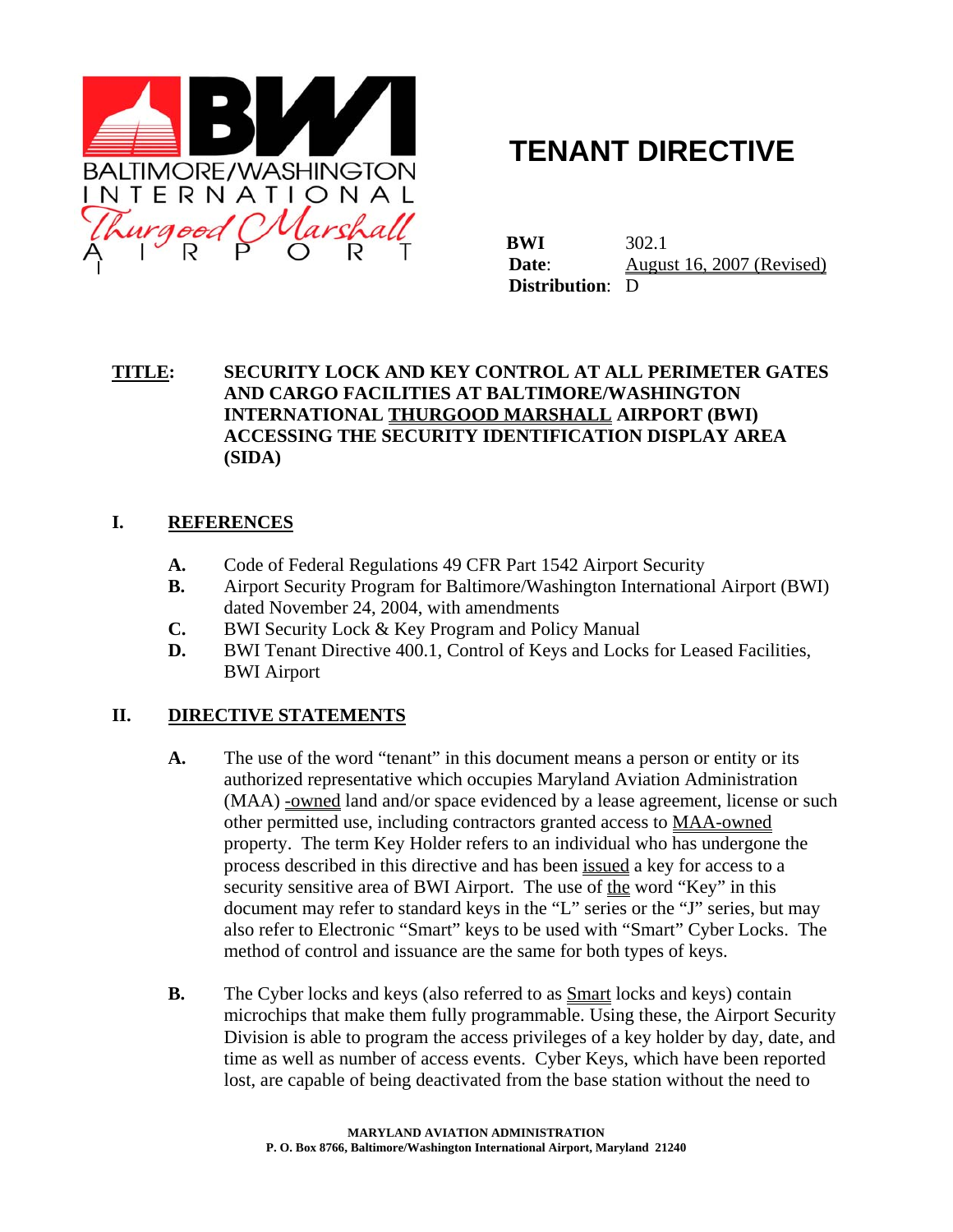BALTIMORE/WASHINGTON INTERNATIONAL Thurgood Marshall AIRPORT

# TENANT DIRECTIVE

**BWI** 302.1
**Date**: August 16, 2007 (Revised)
**Distribution**: D

**TITLE:** **SECURITY LOCK AND KEY CONTROL AT ALL PERIMETER GATES AND CARGO FACILITIES AT BALTIMORE/WASHINGTON INTERNATIONAL THURGOOD MARSHALL AIRPORT (BWI) ACCESSING THE SECURITY IDENTIFICATION DISPLAY AREA (SIDA)**

## I. REFERENCES

- **A.** Code of Federal Regulations 49 CFR Part 1542 Airport Security
- **B.** Airport Security Program for Baltimore/Washington International Airport (BWI) dated November 24, 2004, with amendments
- **C.** BWI Security Lock & Key Program and Policy Manual
- **D.** BWI Tenant Directive 400.1, Control of Keys and Locks for Leased Facilities, BWI Airport

## II. DIRECTIVE STATEMENTS

**A.** The use of the word "tenant" in this document means a person or entity or its authorized representative which occupies Maryland Aviation Administration (MAA) -owned land and/or space evidenced by a lease agreement, license or such other permitted use, including contractors granted access to MAA-owned property. The term Key Holder refers to an individual who has undergone the process described in this directive and has been issued a key for access to a security sensitive area of BWI Airport. The use of the word "Key" in this document may refer to standard keys in the "L" series or the "J" series, but may also refer to Electronic "Smart" keys to be used with "Smart" Cyber Locks. The method of control and issuance are the same for both types of keys.

**B.** The Cyber locks and keys (also referred to as Smart locks and keys) contain microchips that make them fully programmable. Using these, the Airport Security Division is able to program the access privileges of a key holder by day, date, and time as well as number of access events. Cyber Keys, which have been reported lost, are capable of being deactivated from the base station without the need to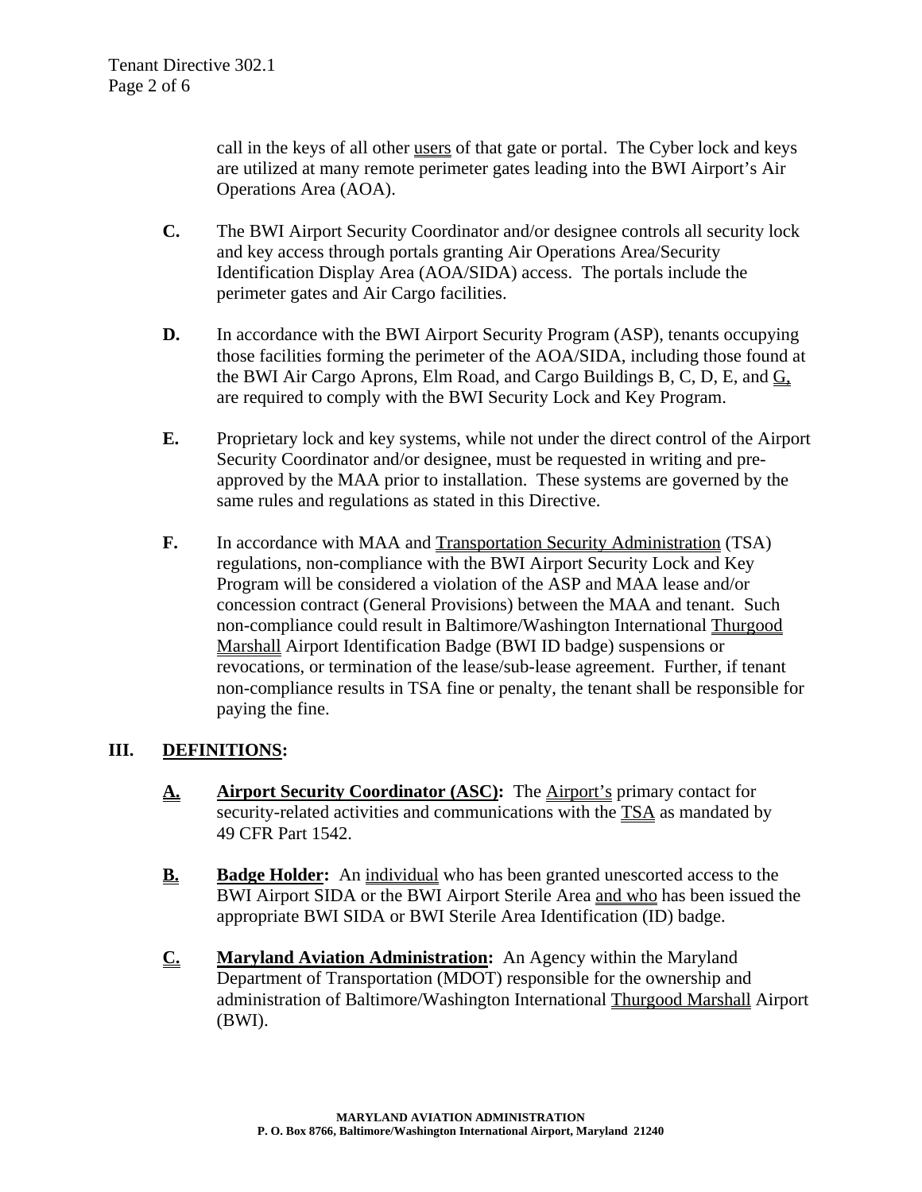call in the keys of all other users of that gate or portal. The Cyber lock and keys are utilized at many remote perimeter gates leading into the BWI Airport's Air Operations Area (AOA).

**C.** The BWI Airport Security Coordinator and/or designee controls all security lock and key access through portals granting Air Operations Area/Security Identification Display Area (AOA/SIDA) access. The portals include the perimeter gates and Air Cargo facilities.

**D.** In accordance with the BWI Airport Security Program (ASP), tenants occupying those facilities forming the perimeter of the AOA/SIDA, including those found at the BWI Air Cargo Aprons, Elm Road, and Cargo Buildings B, C, D, E, and G, are required to comply with the BWI Security Lock and Key Program.

**E.** Proprietary lock and key systems, while not under the direct control of the Airport Security Coordinator and/or designee, must be requested in writing and pre-approved by the MAA prior to installation. These systems are governed by the same rules and regulations as stated in this Directive.

**F.** In accordance with MAA and Transportation Security Administration (TSA) regulations, non-compliance with the BWI Airport Security Lock and Key Program will be considered a violation of the ASP and MAA lease and/or concession contract (General Provisions) between the MAA and tenant. Such non-compliance could result in Baltimore/Washington International Thurgood Marshall Airport Identification Badge (BWI ID badge) suspensions or revocations, or termination of the lease/sub-lease agreement. Further, if tenant non-compliance results in TSA fine or penalty, the tenant shall be responsible for paying the fine.

## III. DEFINITIONS:

**A.** **Airport Security Coordinator (ASC):** The Airport's primary contact for security-related activities and communications with the TSA as mandated by 49 CFR Part 1542.

**B.** **Badge Holder:** An individual who has been granted unescorted access to the BWI Airport SIDA or the BWI Airport Sterile Area and who has been issued the appropriate BWI SIDA or BWI Sterile Area Identification (ID) badge.

**C.** **Maryland Aviation Administration:** An Agency within the Maryland Department of Transportation (MDOT) responsible for the ownership and administration of Baltimore/Washington International Thurgood Marshall Airport (BWI).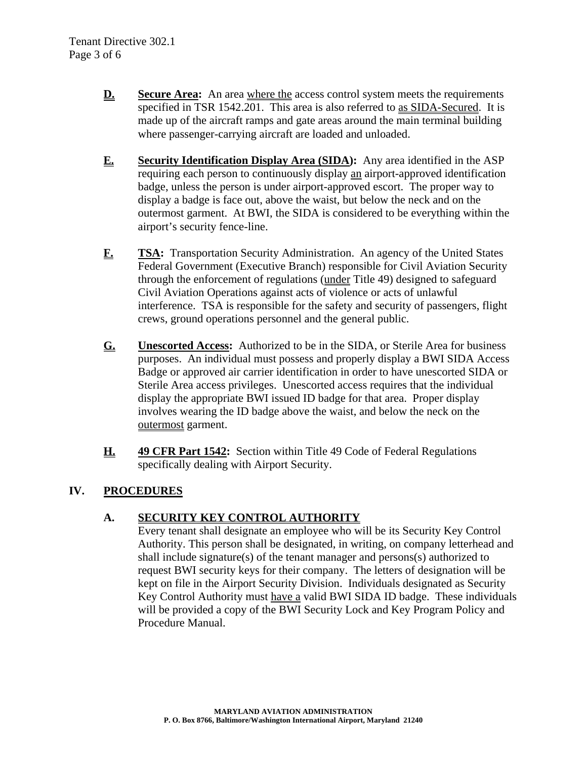**D.** **Secure Area:** An area where the access control system meets the requirements specified in TSR 1542.201. This area is also referred to as SIDA-Secured. It is made up of the aircraft ramps and gate areas around the main terminal building where passenger-carrying aircraft are loaded and unloaded.

**E.** **Security Identification Display Area (SIDA):** Any area identified in the ASP requiring each person to continuously display an airport-approved identification badge, unless the person is under airport-approved escort. The proper way to display a badge is face out, above the waist, but below the neck and on the outermost garment. At BWI, the SIDA is considered to be everything within the airport's security fence-line.

**F.** **TSA:** Transportation Security Administration. An agency of the United States Federal Government (Executive Branch) responsible for Civil Aviation Security through the enforcement of regulations (under Title 49) designed to safeguard Civil Aviation Operations against acts of violence or acts of unlawful interference. TSA is responsible for the safety and security of passengers, flight crews, ground operations personnel and the general public.

**G.** **Unescorted Access:** Authorized to be in the SIDA, or Sterile Area for business purposes. An individual must possess and properly display a BWI SIDA Access Badge or approved air carrier identification in order to have unescorted SIDA or Sterile Area access privileges. Unescorted access requires that the individual display the appropriate BWI issued ID badge for that area. Proper display involves wearing the ID badge above the waist, and below the neck on the outermost garment.

**H.** **49 CFR Part 1542:** Section within Title 49 Code of Federal Regulations specifically dealing with Airport Security.

## IV. PROCEDURES

### A. SECURITY KEY CONTROL AUTHORITY

Every tenant shall designate an employee who will be its Security Key Control Authority. This person shall be designated, in writing, on company letterhead and shall include signature(s) of the tenant manager and persons(s) authorized to request BWI security keys for their company. The letters of designation will be kept on file in the Airport Security Division. Individuals designated as Security Key Control Authority must have a valid BWI SIDA ID badge. These individuals will be provided a copy of the BWI Security Lock and Key Program Policy and Procedure Manual.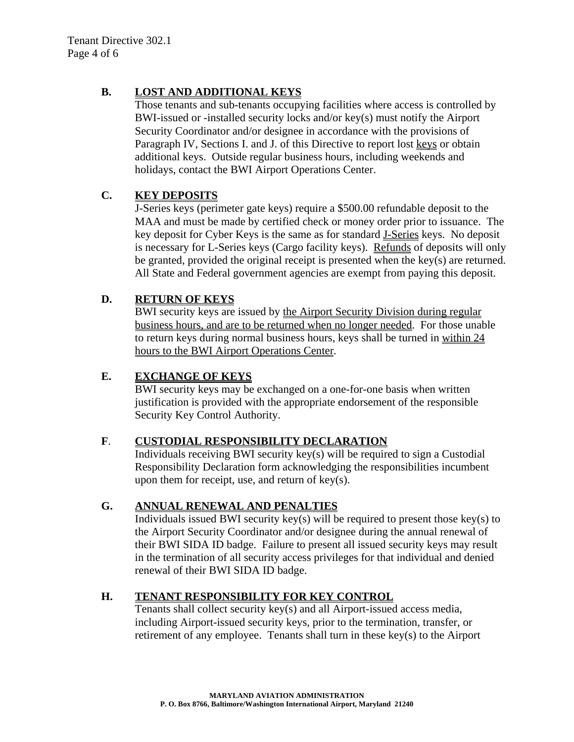## B. LOST AND ADDITIONAL KEYS

Those tenants and sub-tenants occupying facilities where access is controlled by BWI-issued or -installed security locks and/or key(s) must notify the Airport Security Coordinator and/or designee in accordance with the provisions of Paragraph IV, Sections I. and J. of this Directive to report lost keys or obtain additional keys. Outside regular business hours, including weekends and holidays, contact the BWI Airport Operations Center.

## C. KEY DEPOSITS

J-Series keys (perimeter gate keys) require a $500.00 refundable deposit to the MAA and must be made by certified check or money order prior to issuance. The key deposit for Cyber Keys is the same as for standard J-Series keys. No deposit is necessary for L-Series keys (Cargo facility keys). Refunds of deposits will only be granted, provided the original receipt is presented when the key(s) are returned. All State and Federal government agencies are exempt from paying this deposit.

## D. RETURN OF KEYS

BWI security keys are issued by the Airport Security Division during regular business hours, and are to be returned when no longer needed. For those unable to return keys during normal business hours, keys shall be turned in within 24 hours to the BWI Airport Operations Center.

## E. EXCHANGE OF KEYS

BWI security keys may be exchanged on a one-for-one basis when written justification is provided with the appropriate endorsement of the responsible Security Key Control Authority.

## F. CUSTODIAL RESPONSIBILITY DECLARATION

Individuals receiving BWI security key(s) will be required to sign a Custodial Responsibility Declaration form acknowledging the responsibilities incumbent upon them for receipt, use, and return of key(s).

## G. ANNUAL RENEWAL AND PENALTIES

Individuals issued BWI security key(s) will be required to present those key(s) to the Airport Security Coordinator and/or designee during the annual renewal of their BWI SIDA ID badge. Failure to present all issued security keys may result in the termination of all security access privileges for that individual and denied renewal of their BWI SIDA ID badge.

## H. TENANT RESPONSIBILITY FOR KEY CONTROL

Tenants shall collect security key(s) and all Airport-issued access media, including Airport-issued security keys, prior to the termination, transfer, or retirement of any employee. Tenants shall turn in these key(s) to the Airport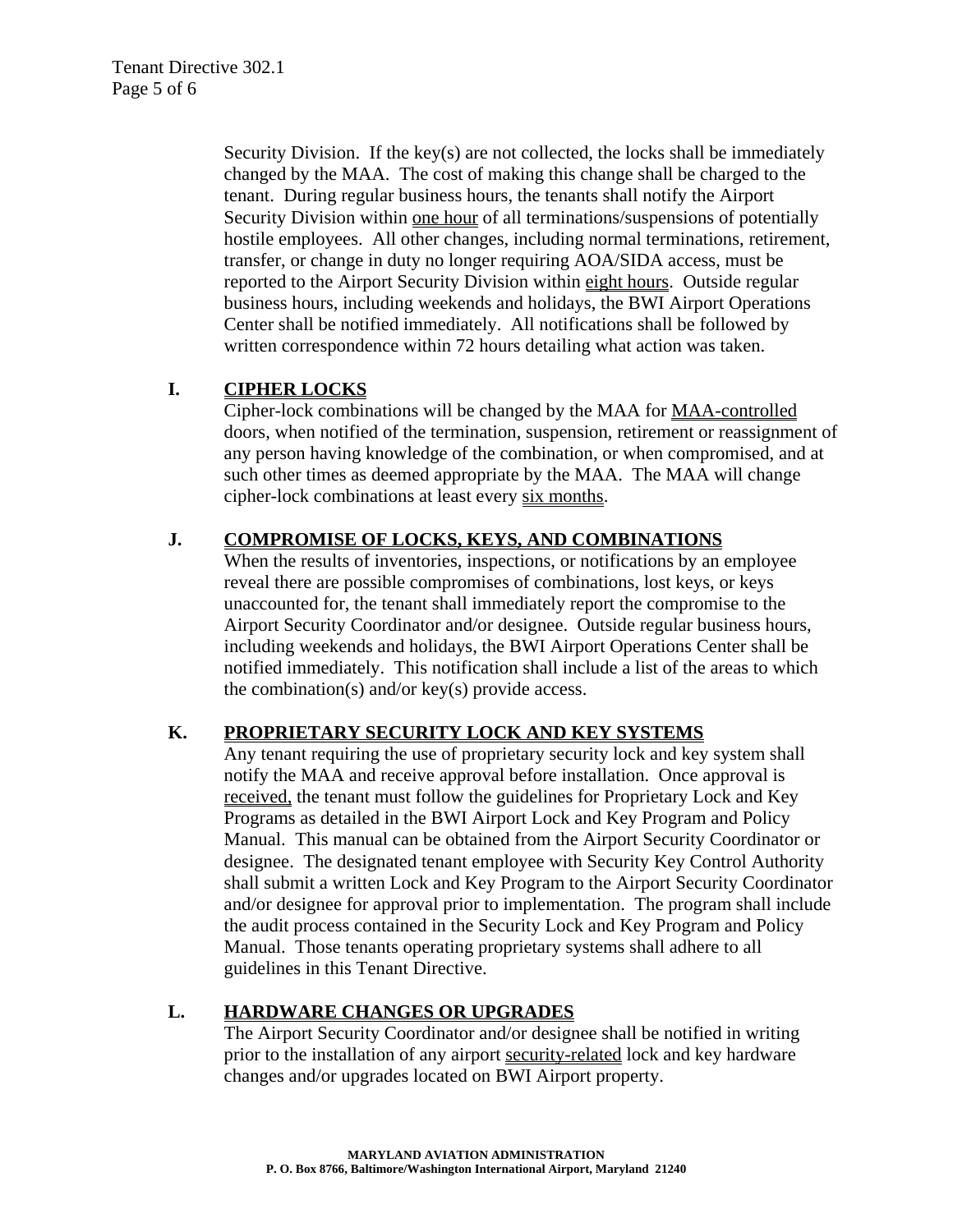Security Division. If the key(s) are not collected, the locks shall be immediately changed by the MAA. The cost of making this change shall be charged to the tenant. During regular business hours, the tenants shall notify the Airport Security Division within one hour of all terminations/suspensions of potentially hostile employees. All other changes, including normal terminations, retirement, transfer, or change in duty no longer requiring AOA/SIDA access, must be reported to the Airport Security Division within eight hours. Outside regular business hours, including weekends and holidays, the BWI Airport Operations Center shall be notified immediately. All notifications shall be followed by written correspondence within 72 hours detailing what action was taken.

**I. CIPHER LOCKS**

Cipher-lock combinations will be changed by the MAA for MAA-controlled doors, when notified of the termination, suspension, retirement or reassignment of any person having knowledge of the combination, or when compromised, and at such other times as deemed appropriate by the MAA. The MAA will change cipher-lock combinations at least every six months.

**J. COMPROMISE OF LOCKS, KEYS, AND COMBINATIONS**

When the results of inventories, inspections, or notifications by an employee reveal there are possible compromises of combinations, lost keys, or keys unaccounted for, the tenant shall immediately report the compromise to the Airport Security Coordinator and/or designee. Outside regular business hours, including weekends and holidays, the BWI Airport Operations Center shall be notified immediately. This notification shall include a list of the areas to which the combination(s) and/or key(s) provide access.

**K. PROPRIETARY SECURITY LOCK AND KEY SYSTEMS**

Any tenant requiring the use of proprietary security lock and key system shall notify the MAA and receive approval before installation. Once approval is received, the tenant must follow the guidelines for Proprietary Lock and Key Programs as detailed in the BWI Airport Lock and Key Program and Policy Manual. This manual can be obtained from the Airport Security Coordinator or designee. The designated tenant employee with Security Key Control Authority shall submit a written Lock and Key Program to the Airport Security Coordinator and/or designee for approval prior to implementation. The program shall include the audit process contained in the Security Lock and Key Program and Policy Manual. Those tenants operating proprietary systems shall adhere to all guidelines in this Tenant Directive.

**L. HARDWARE CHANGES OR UPGRADES**

The Airport Security Coordinator and/or designee shall be notified in writing prior to the installation of any airport security-related lock and key hardware changes and/or upgrades located on BWI Airport property.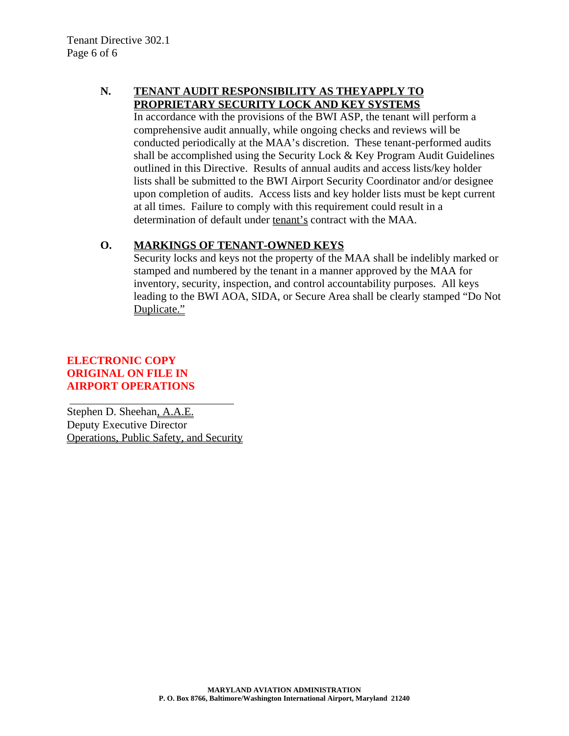**N. TENANT AUDIT RESPONSIBILITY AS THEYAPPLY TO PROPRIETARY SECURITY LOCK AND KEY SYSTEMS**

In accordance with the provisions of the BWI ASP, the tenant will perform a comprehensive audit annually, while ongoing checks and reviews will be conducted periodically at the MAA's discretion. These tenant-performed audits shall be accomplished using the Security Lock & Key Program Audit Guidelines outlined in this Directive. Results of annual audits and access lists/key holder lists shall be submitted to the BWI Airport Security Coordinator and/or designee upon completion of audits. Access lists and key holder lists must be kept current at all times. Failure to comply with this requirement could result in a determination of default under tenant's contract with the MAA.

**O. MARKINGS OF TENANT-OWNED KEYS**

Security locks and keys not the property of the MAA shall be indelibly marked or stamped and numbered by the tenant in a manner approved by the MAA for inventory, security, inspection, and control accountability purposes. All keys leading to the BWI AOA, SIDA, or Secure Area shall be clearly stamped "Do Not Duplicate."

**ELECTRONIC COPY**
**ORIGINAL ON FILE IN**
**AIRPORT OPERATIONS**

Stephen D. Sheehan, A.A.E.
Deputy Executive Director
Operations, Public Safety, and Security

**MARYLAND AVIATION ADMINISTRATION**
**P. O. Box 8766, Baltimore/Washington International Airport, Maryland 21240**